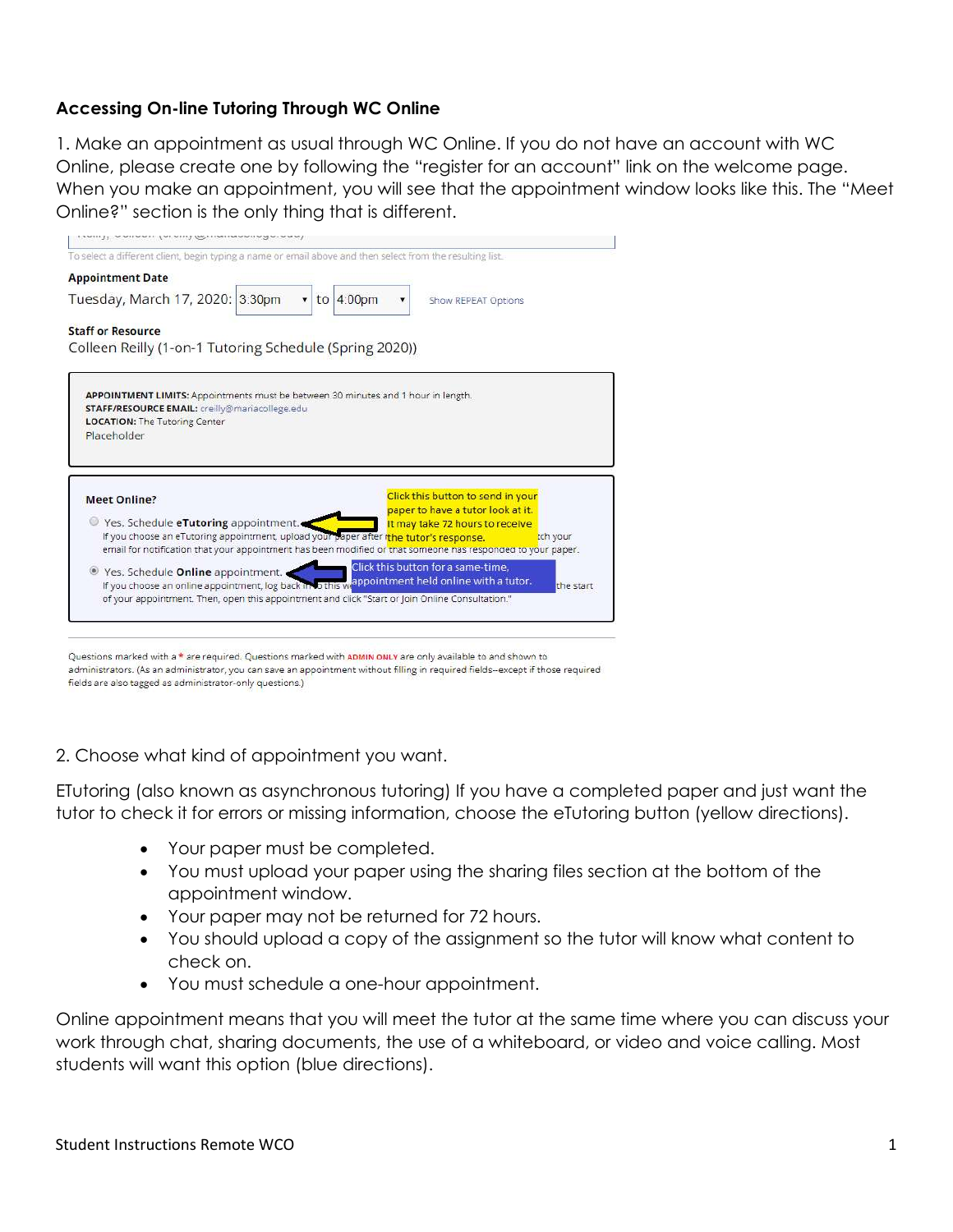## Accessing On-line Tutoring Through WC Online

1. Make an appointment as usual through WC Online. If you do not have an account with WC Online, please create one by following the "register for an account" link on the welcome page. When you make an appointment, you will see that the appointment window looks like this. The "Meet Online?" section is the only thing that is different.

To select a different client, begin typing a name or email above and then select from the resulting list.

**Appointment Date**

Tuesday, March 17, 2020: 3:30pm to 4:00pm Show REPEAT Options

**Staff or Resource**

Colleen Reilly (1-on-1 Tutoring Schedule (Spring 2020))

**APPOINTMENT LIMITS:** Appointments must be between 30 minutes and 1 hour in length.
**STAFF/RESOURCE EMAIL:** creilly@mariacollege.edu
**LOCATION:** The Tutoring Center
Placeholder

**Meet Online?**

- Yes. Schedule **eTutoring** appointment.
  If you choose an eTutoring appointment, upload your paper after the ... your email for notification that your appointment has been modified or that someone has responded to your paper.

  *Click this button to send in your paper to have a tutor look at it. It may take 72 hours to receive the tutor's response.*

- Yes. Schedule **Online** appointment.
  If you choose an online appointment, log back in to this ... the start of your appointment. Then, open this appointment and click "Start or Join Online Consultation."

  *Click this button for a same-time, appointment held online with a tutor.*

Questions marked with a * are required. Questions marked with ADMIN ONLY are only available to and shown to administrators. (As an administrator, you can save an appointment without filling in required fields--except if those required fields are also tagged as administrator-only questions.)

2. Choose what kind of appointment you want.

ETutoring (also known as asynchronous tutoring) If you have a completed paper and just want the tutor to check it for errors or missing information, choose the eTutoring button (yellow directions).

- Your paper must be completed.
- You must upload your paper using the sharing files section at the bottom of the appointment window.
- Your paper may not be returned for 72 hours.
- You should upload a copy of the assignment so the tutor will know what content to check on.
- You must schedule a one-hour appointment.

Online appointment means that you will meet the tutor at the same time where you can discuss your work through chat, sharing documents, the use of a whiteboard, or video and voice calling. Most students will want this option (blue directions).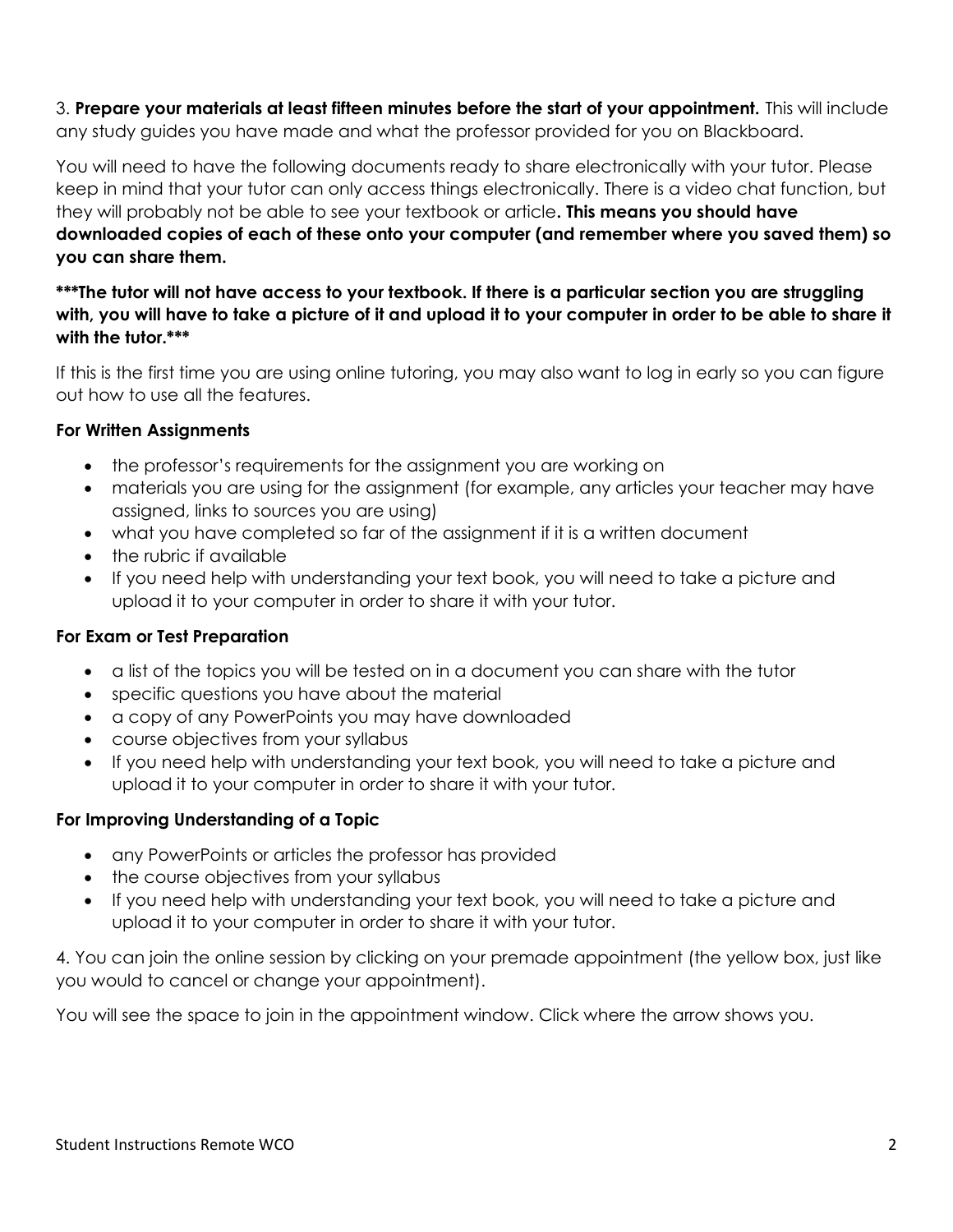3. **Prepare your materials at least fifteen minutes before the start of your appointment.** This will include any study guides you have made and what the professor provided for you on Blackboard.

You will need to have the following documents ready to share electronically with your tutor. Please keep in mind that your tutor can only access things electronically. There is a video chat function, but they will probably not be able to see your textbook or article**. This means you should have downloaded copies of each of these onto your computer (and remember where you saved them) so you can share them.**

*****The tutor will not have access to your textbook. If there is a particular section you are struggling with, you will have to take a picture of it and upload it to your computer in order to be able to share it with the tutor.*****

If this is the first time you are using online tutoring, you may also want to log in early so you can figure out how to use all the features.

**For Written Assignments**

- the professor's requirements for the assignment you are working on
- materials you are using for the assignment (for example, any articles your teacher may have assigned, links to sources you are using)
- what you have completed so far of the assignment if it is a written document
- the rubric if available
- If you need help with understanding your text book, you will need to take a picture and upload it to your computer in order to share it with your tutor.

**For Exam or Test Preparation**

- a list of the topics you will be tested on in a document you can share with the tutor
- specific questions you have about the material
- a copy of any PowerPoints you may have downloaded
- course objectives from your syllabus
- If you need help with understanding your text book, you will need to take a picture and upload it to your computer in order to share it with your tutor.

**For Improving Understanding of a Topic**

- any PowerPoints or articles the professor has provided
- the course objectives from your syllabus
- If you need help with understanding your text book, you will need to take a picture and upload it to your computer in order to share it with your tutor.

4. You can join the online session by clicking on your premade appointment (the yellow box, just like you would to cancel or change your appointment).

You will see the space to join in the appointment window. Click where the arrow shows you.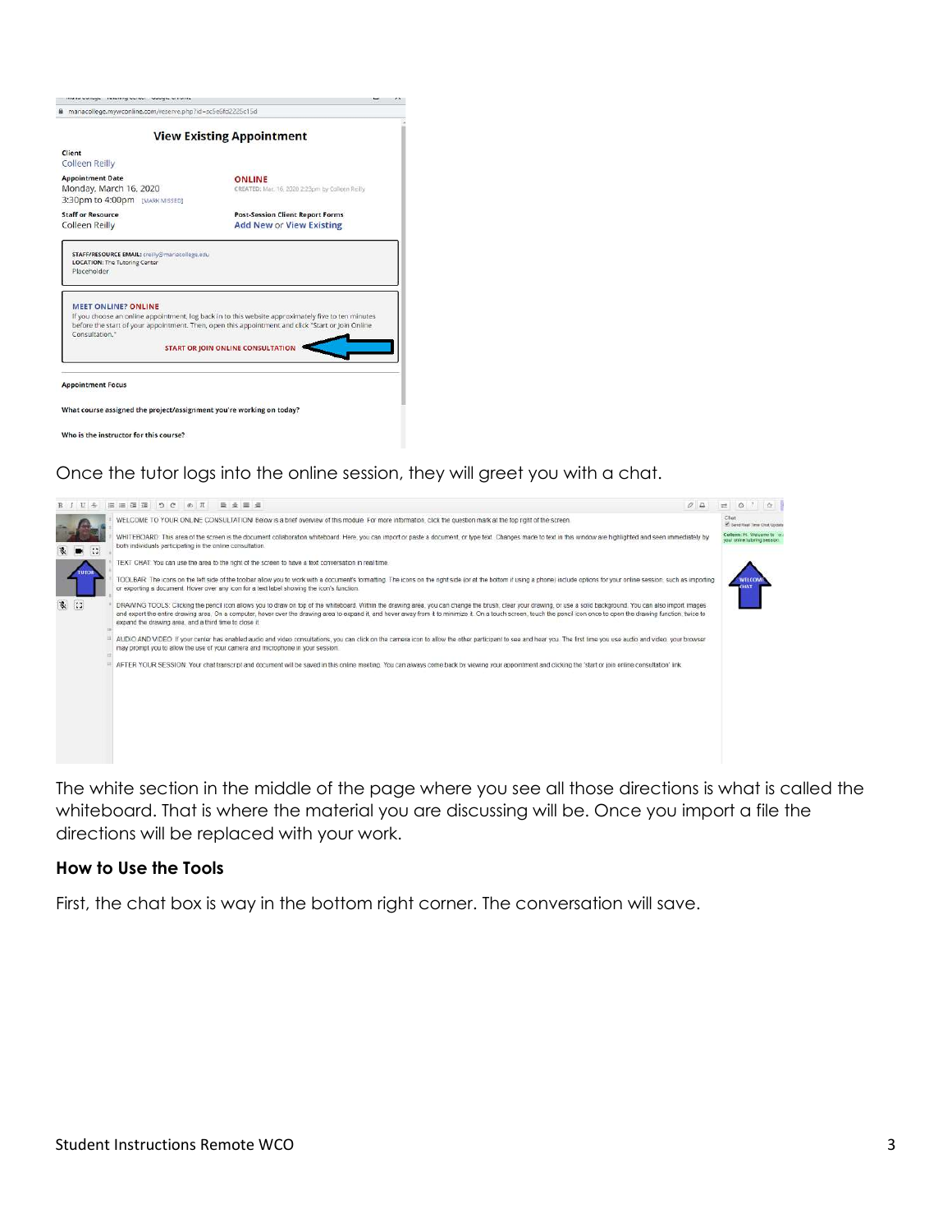Once the tutor logs into the online session, they will greet you with a chat.

The white section in the middle of the page where you see all those directions is what is called the whiteboard. That is where the material you are discussing will be. Once you import a file the directions will be replaced with your work.

### How to Use the Tools

First, the chat box is way in the bottom right corner. The conversation will save.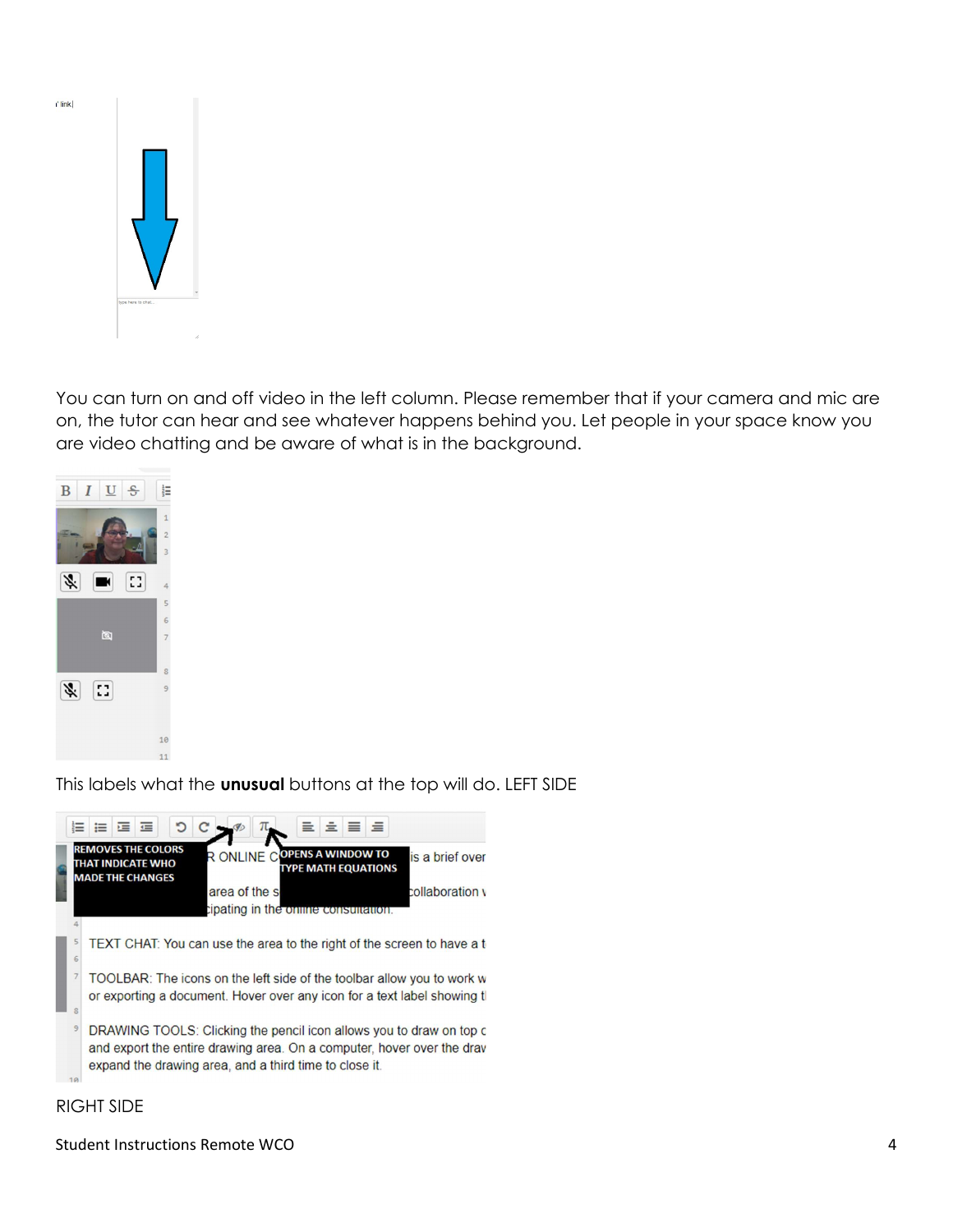You can turn on and off video in the left column. Please remember that if your camera and mic are on, the tutor can hear and see whatever happens behind you. Let people in your space know you are video chatting and be aware of what is in the background.

This labels what the **unusual** buttons at the top will do. LEFT SIDE

RIGHT SIDE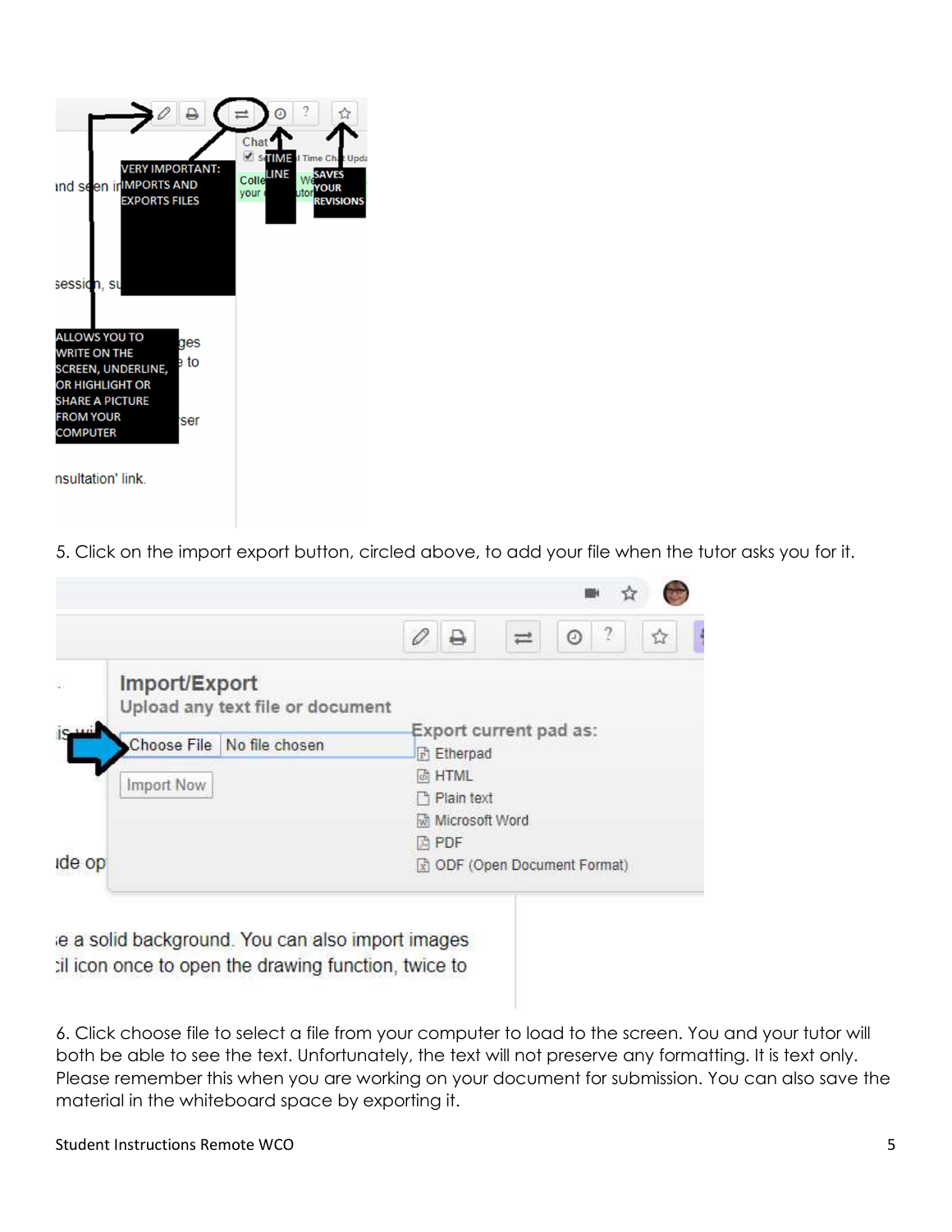5. Click on the import export button, circled above, to add your file when the tutor asks you for it.

6. Click choose file to select a file from your computer to load to the screen. You and your tutor will both be able to see the text. Unfortunately, the text will not preserve any formatting. It is text only. Please remember this when you are working on your document for submission. You can also save the material in the whiteboard space by exporting it.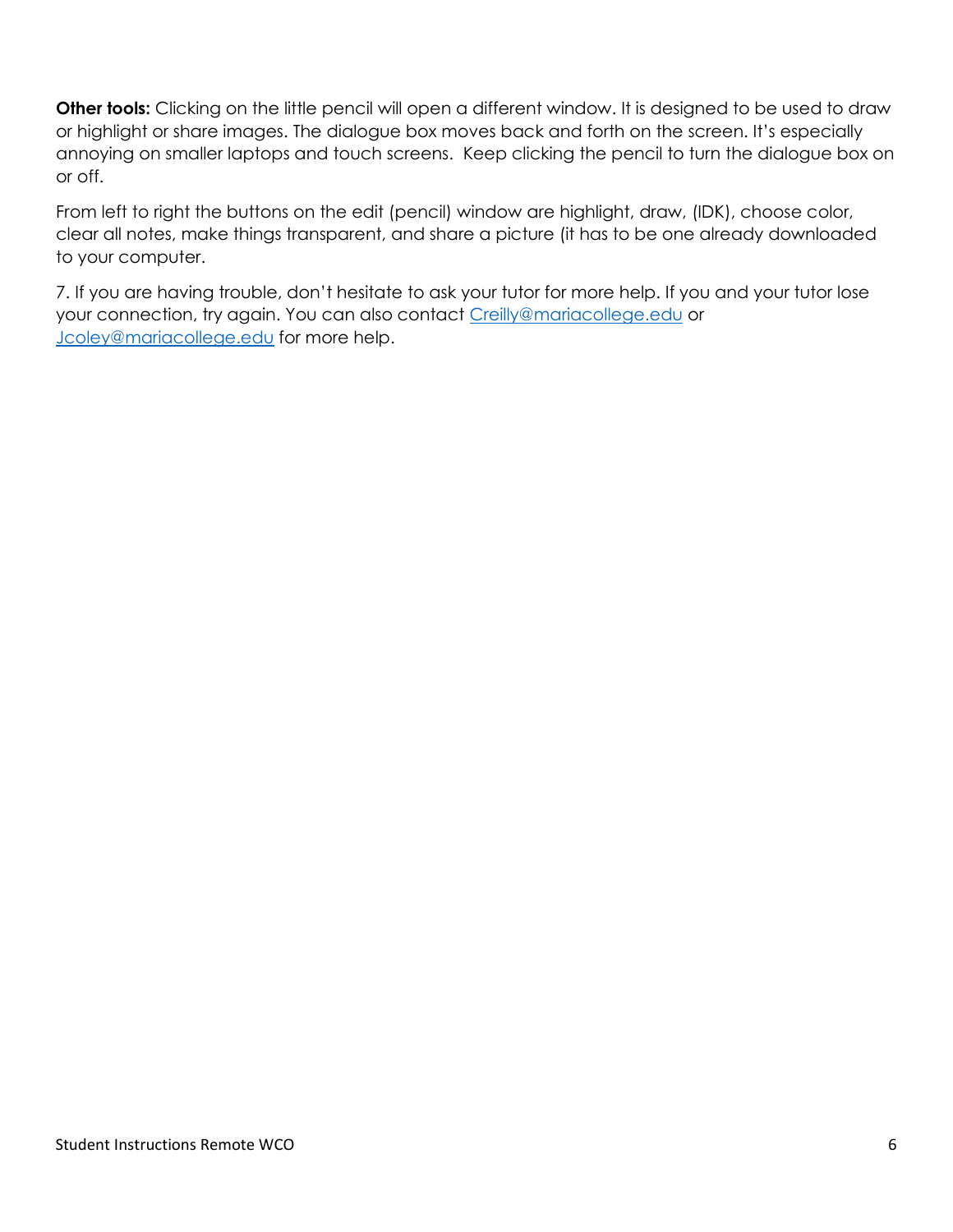**Other tools:** Clicking on the little pencil will open a different window. It is designed to be used to draw or highlight or share images. The dialogue box moves back and forth on the screen. It's especially annoying on smaller laptops and touch screens.  Keep clicking the pencil to turn the dialogue box on or off.

From left to right the buttons on the edit (pencil) window are highlight, draw, (IDK), choose color, clear all notes, make things transparent, and share a picture (it has to be one already downloaded to your computer.

7. If you are having trouble, don't hesitate to ask your tutor for more help. If you and your tutor lose your connection, try again. You can also contact Creilly@mariacollege.edu or Jcoley@mariacollege.edu for more help.